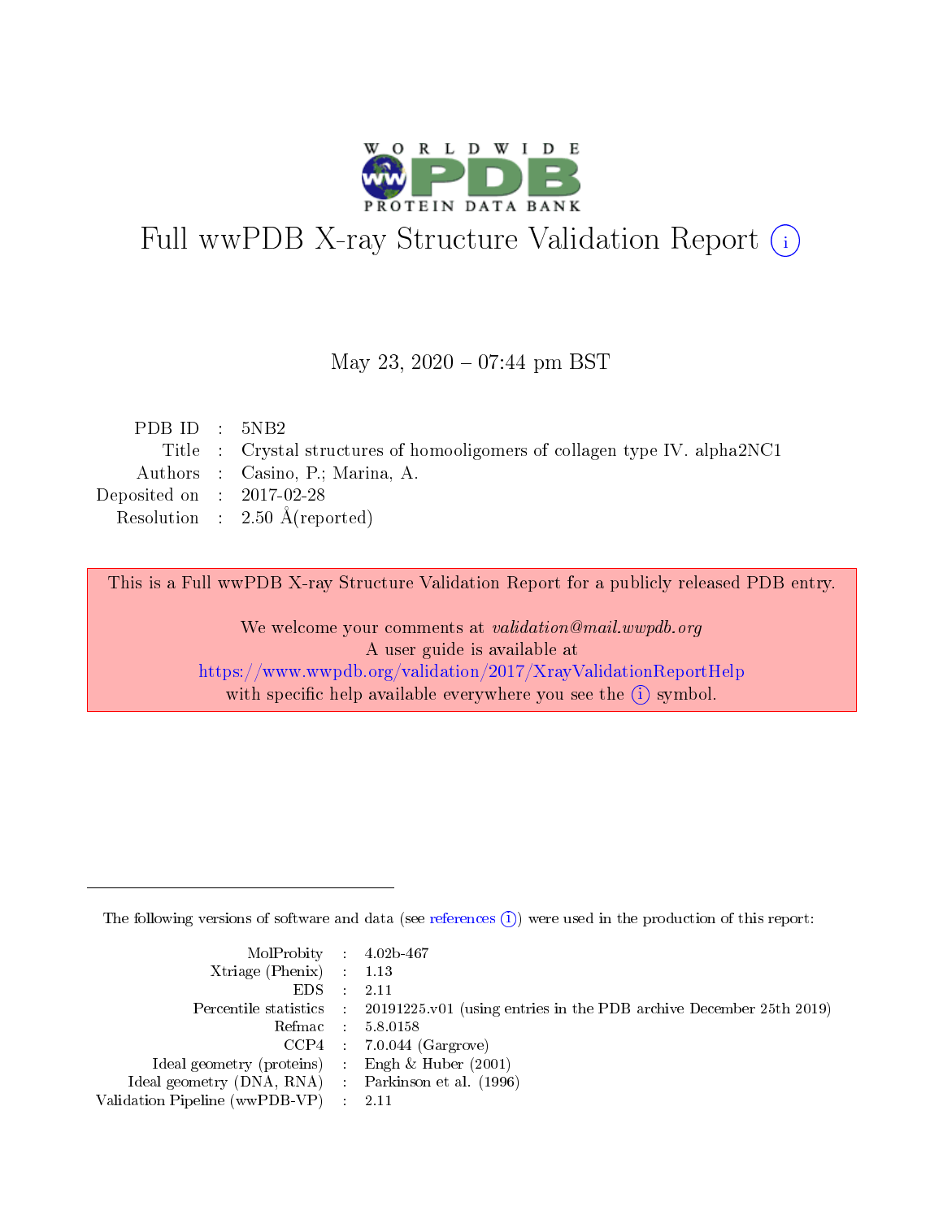# Full wwPDB X-ray Structure Validation Report (i)

May 23, 2020 – 07:44 pm BST

| | | |
|---|---|---|
| PDB ID | : | 5NB2 |
| Title | : | Crystal structures of homooligomers of collagen type IV. alpha2NC1 |
| Authors | : | Casino, P.; Marina, A. |
| Deposited on | : | 2017-02-28 |
| Resolution | : | 2.50 Å(reported) |

This is a Full wwPDB X-ray Structure Validation Report for a publicly released PDB entry.

We welcome your comments at *validation@mail.wwpdb.org*
A user guide is available at
https://www.wwpdb.org/validation/2017/XrayValidationReportHelp
with specific help available everywhere you see the (i) symbol.

The following versions of software and data (see references (i)) were used in the production of this report:

| | | |
|---|---|---|
| MolProbity | : | 4.02b-467 |
| Xtriage (Phenix) | : | 1.13 |
| EDS | : | 2.11 |
| Percentile statistics | : | 20191225.v01 (using entries in the PDB archive December 25th 2019) |
| Refmac | : | 5.8.0158 |
| CCP4 | : | 7.0.044 (Gargrove) |
| Ideal geometry (proteins) | : | Engh & Huber (2001) |
| Ideal geometry (DNA, RNA) | : | Parkinson et al. (1996) |
| Validation Pipeline (wwPDB-VP) | : | 2.11 |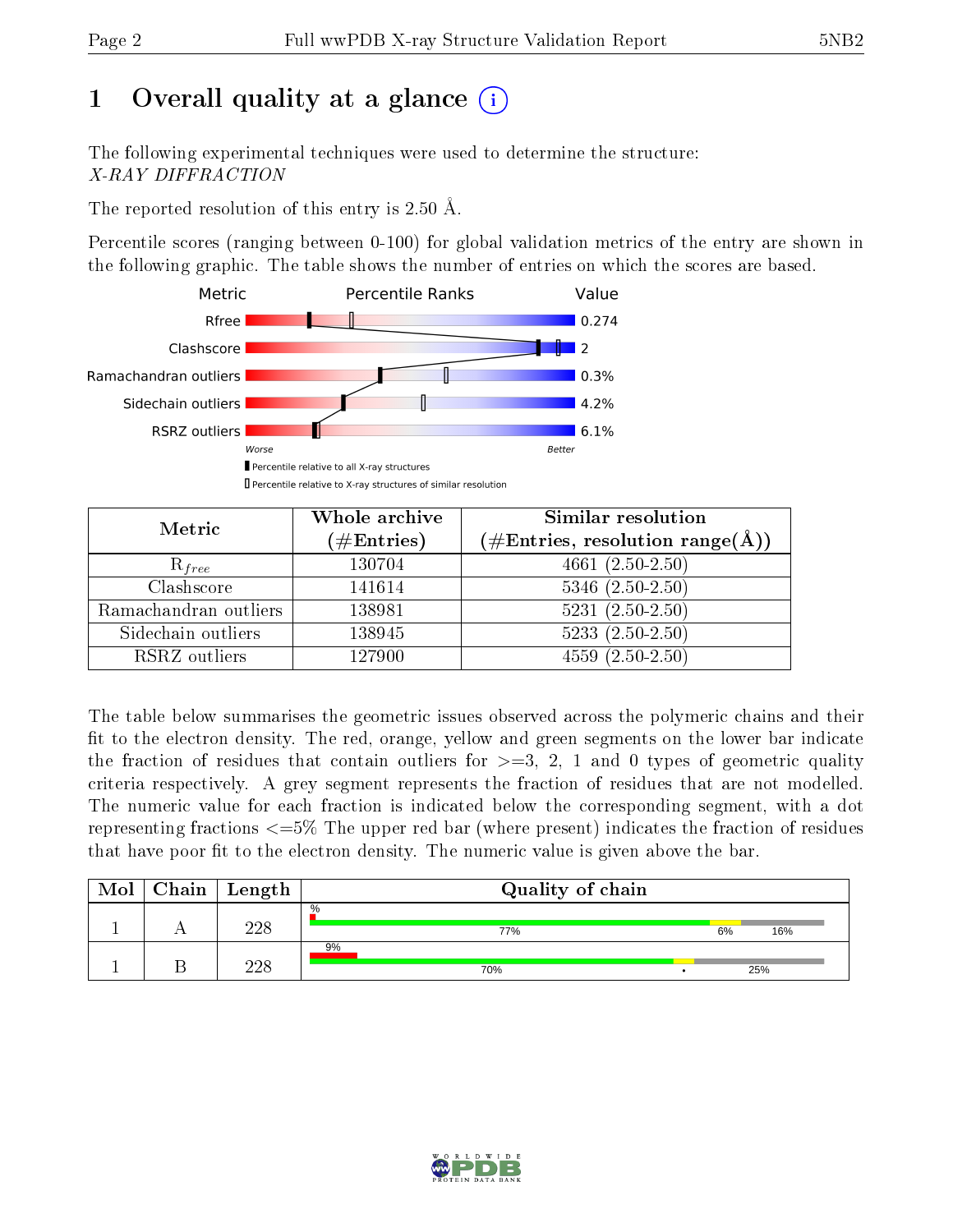# 1 Overall quality at a glance (i)

The following experimental techniques were used to determine the structure:
*X-RAY DIFFRACTION*

The reported resolution of this entry is 2.50 Å.

Percentile scores (ranging between 0-100) for global validation metrics of the entry are shown in the following graphic. The table shows the number of entries on which the scores are based.

Metric
Percentile Ranks
Value
Rfree 0.274
Clashscore 2
Ramachandran outliers 0.3%
Sidechain outliers 4.2%
RSRZ outliers 6.1%
Worse
Better
Percentile relative to all X-ray structures
Percentile relative to X-ray structures of similar resolution

| Metric | Whole archive (#Entries) | Similar resolution (#Entries, resolution range(Å)) |
|---|---|---|
| $R_{free}$ | 130704 | 4661 (2.50-2.50) |
| Clashscore | 141614 | 5346 (2.50-2.50) |
| Ramachandran outliers | 138981 | 5231 (2.50-2.50) |
| Sidechain outliers | 138945 | 5233 (2.50-2.50) |
| RSRZ outliers | 127900 | 4559 (2.50-2.50) |

The table below summarises the geometric issues observed across the polymeric chains and their fit to the electron density. The red, orange, yellow and green segments on the lower bar indicate the fraction of residues that contain outliers for >=3, 2, 1 and 0 types of geometric quality criteria respectively. A grey segment represents the fraction of residues that are not modelled. The numeric value for each fraction is indicated below the corresponding segment, with a dot representing fractions <=5% The upper red bar (where present) indicates the fraction of residues that have poor fit to the electron density. The numeric value is given above the bar.

| Mol | Chain | Length | Quality of chain |
|---|---|---|---|
| 1 | A | 228 | % / 77% / 6% / 16% |
| 1 | B | 228 | 9% / 70% / • / 25% |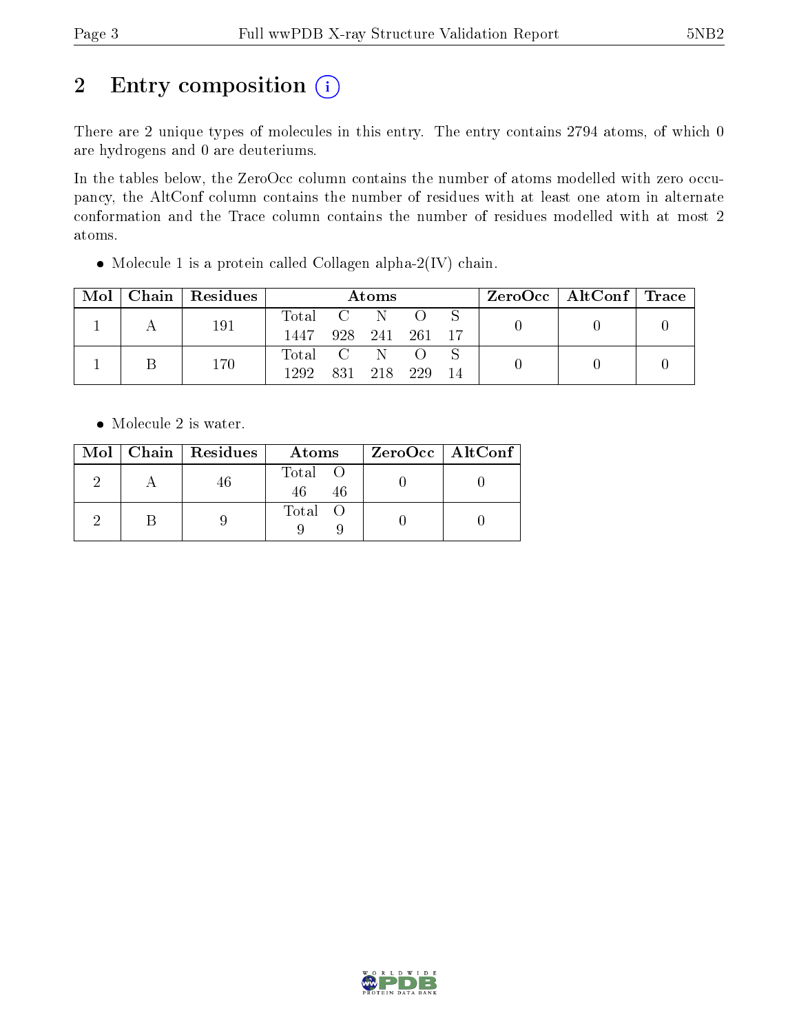## 2 Entry composition (i)

There are 2 unique types of molecules in this entry. The entry contains 2794 atoms, of which 0 are hydrogens and 0 are deuteriums.

In the tables below, the ZeroOcc column contains the number of atoms modelled with zero occupancy, the AltConf column contains the number of residues with at least one atom in alternate conformation and the Trace column contains the number of residues modelled with at most 2 atoms.

- Molecule 1 is a protein called Collagen alpha-2(IV) chain.

| Mol | Chain | Residues | Atoms | | | | | ZeroOcc | AltConf | Trace |
|---|---|---|---|---|---|---|---|---|---|---|
| | | | Total | C | N | O | S | | | |
| 1 | A | 191 | 1447 | 928 | 241 | 261 | 17 | 0 | 0 | 0 |
| 1 | B | 170 | 1292 | 831 | 218 | 229 | 14 | 0 | 0 | 0 |

- Molecule 2 is water.

| Mol | Chain | Residues | Atoms | | ZeroOcc | AltConf |
|---|---|---|---|---|---|---|
| | | | Total | O | | |
| 2 | A | 46 | 46 | 46 | 0 | 0 |
| 2 | B | 9 | 9 | 9 | 0 | 0 |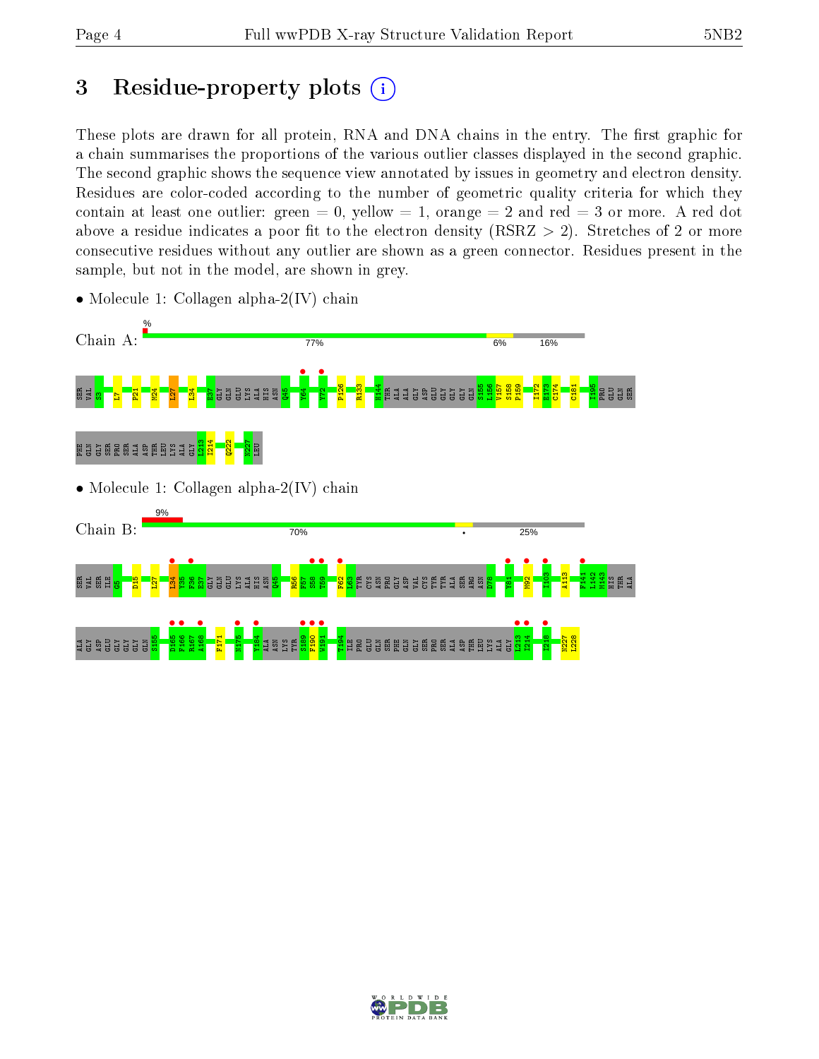# 3 Residue-property plots

These plots are drawn for all protein, RNA and DNA chains in the entry. The first graphic for a chain summarises the proportions of the various outlier classes displayed in the second graphic. The second graphic shows the sequence view annotated by issues in geometry and electron density. Residues are color-coded according to the number of geometric quality criteria for which they contain at least one outlier: green = 0, yellow = 1, orange = 2 and red = 3 or more. A red dot above a residue indicates a poor fit to the electron density (RSRZ > 2). Stretches of 2 or more consecutive residues without any outlier are shown as a green connector. Residues present in the sample, but not in the model, are shown in grey.

- Molecule 1: Collagen alpha-2(IV) chain

Chain A:

%

77%

6%

16%

SER VAL S3 L7 P21 M24 L27 L34 E37 GLY GLN GLU LYS ALA HIS ASN Q45 Y64 Y72 P126 R133 H144 THR ALA ALA GLY ASP GLU GLY GLY GLY GLN S155 L156 V157 S158 P159 I172 E173 C174 C181 I195 PRO GLU GLN SER

PHE GLN GLY SER PRO SER ALA ASP THR LEU LYS ALA GLY L213 I214 Q222 M227 LEU

- Molecule 1: Collagen alpha-2(IV) chain

Chain B:

9%

70%

•

25%

SER VAL SER ILE G5 D15 L27 L34 Y35 F36 E37 GLY GLN GLU LYS ALA HIS ASN Q45 R56 F57 S58 T59 F62 L63 TYR CYS ASN PRO GLY ASP VAL CYS TYR TYR ALA SER ARG ASN D78 Y81 M92 I103 A113 F141 L142 M143 HIS THR ALA

ALA GLY ASP GLU GLY GLY GLY GLN S155 D165 F166 R167 A168 F171 N175 Y184 ALA ASN LYS TYR S189 F190 W191 T194 ILE PRO GLU GLN SER PHE GLN GLY SER PRO SER ALA ASP THR LEU LYS ALA GLY L213 I214 I218 M227 L228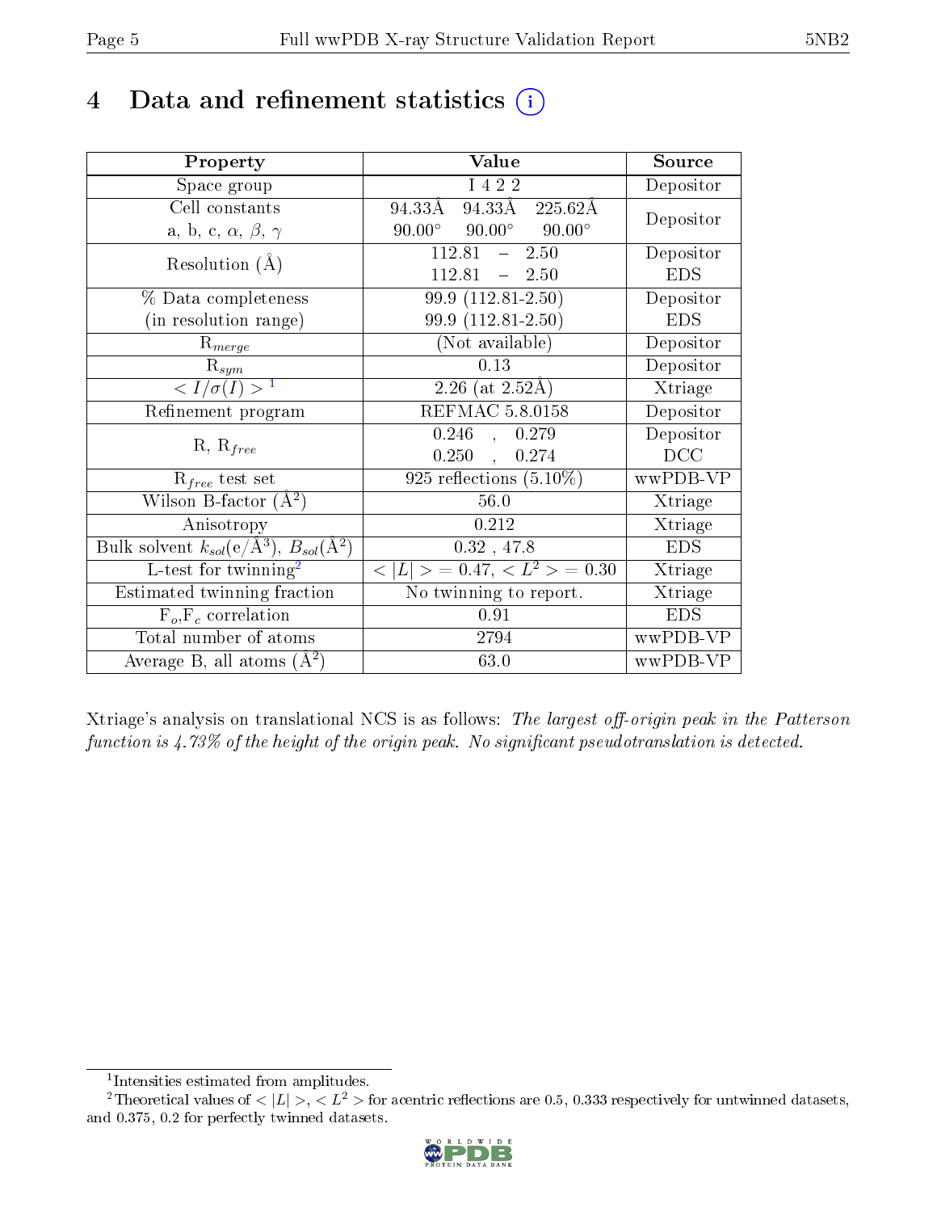# 4 Data and refinement statistics (i)

| Property | Value | Source |
|---|---|---|
| Space group | I 4 2 2 | Depositor |
| Cell constants<br>a, b, c, $\alpha$, $\beta$, $\gamma$ | 94.33Å 94.33Å 225.62Å<br>90.00° 90.00° 90.00° | Depositor |
| Resolution (Å) | 112.81 – 2.50<br>112.81 – 2.50 | Depositor<br>EDS |
| % Data completeness<br>(in resolution range) | 99.9 (112.81-2.50)<br>99.9 (112.81-2.50) | Depositor<br>EDS |
| $R_{merge}$ | (Not available) | Depositor |
| $R_{sym}$ | 0.13 | Depositor |
| $< I/\sigma(I) >$ [1] | 2.26 (at 2.52Å) | Xtriage |
| Refinement program | REFMAC 5.8.0158 | Depositor |
| R, $R_{free}$ | 0.246 , 0.279<br>0.250 , 0.274 | Depositor<br>DCC |
| $R_{free}$ test set | 925 reflections (5.10%) | wwPDB-VP |
| Wilson B-factor (Å$^2$) | 56.0 | Xtriage |
| Anisotropy | 0.212 | Xtriage |
| Bulk solvent $k_{sol}$(e/Å$^3$), $B_{sol}$(Å$^2$) | 0.32 , 47.8 | EDS |
| L-test for twinning[2] | $< \|L\| > = 0.47$, $< L^2 > = 0.30$ | Xtriage |
| Estimated twinning fraction | No twinning to report. | Xtriage |
| $F_o$,$F_c$ correlation | 0.91 | EDS |
| Total number of atoms | 2794 | wwPDB-VP |
| Average B, all atoms (Å$^2$) | 63.0 | wwPDB-VP |

Xtriage's analysis on translational NCS is as follows: *The largest off-origin peak in the Patterson function is 4.73% of the height of the origin peak. No significant pseudotranslation is detected.*

[1] Intensities estimated from amplitudes.

[2] Theoretical values of $< |L| >$, $< L^2 >$ for acentric reflections are 0.5, 0.333 respectively for untwinned datasets, and 0.375, 0.2 for perfectly twinned datasets.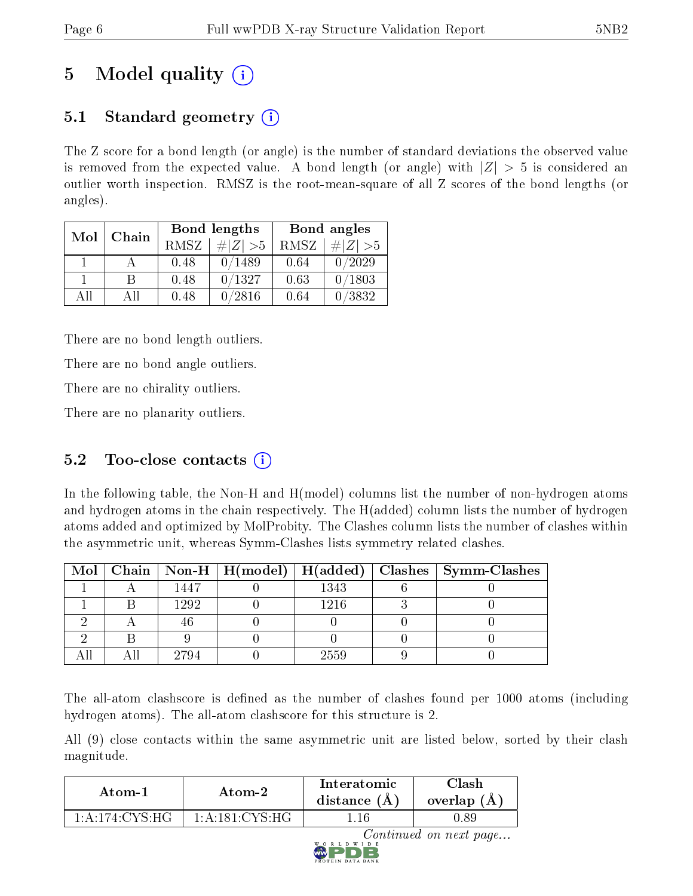# 5 Model quality (i)

## 5.1 Standard geometry (i)

The Z score for a bond length (or angle) is the number of standard deviations the observed value is removed from the expected value. A bond length (or angle) with $|Z| > 5$ is considered an outlier worth inspection. RMSZ is the root-mean-square of all Z scores of the bond lengths (or angles).

| Mol | Chain | Bond lengths | | Bond angles | |
|---|---|---|---|---|---|
| | | RMSZ | $\#\|Z\| >5$ | RMSZ | $\#\|Z\| >5$ |
| 1 | A | 0.48 | 0/1489 | 0.64 | 0/2029 |
| 1 | B | 0.48 | 0/1327 | 0.63 | 0/1803 |
| All | All | 0.48 | 0/2816 | 0.64 | 0/3832 |

There are no bond length outliers.

There are no bond angle outliers.

There are no chirality outliers.

There are no planarity outliers.

## 5.2 Too-close contacts (i)

In the following table, the Non-H and H(model) columns list the number of non-hydrogen atoms and hydrogen atoms in the chain respectively. The H(added) column lists the number of hydrogen atoms added and optimized by MolProbity. The Clashes column lists the number of clashes within the asymmetric unit, whereas Symm-Clashes lists symmetry related clashes.

| Mol | Chain | Non-H | H(model) | H(added) | Clashes | Symm-Clashes |
|---|---|---|---|---|---|---|
| 1 | A | 1447 | 0 | 1343 | 6 | 0 |
| 1 | B | 1292 | 0 | 1216 | 3 | 0 |
| 2 | A | 46 | 0 | 0 | 0 | 0 |
| 2 | B | 9 | 0 | 0 | 0 | 0 |
| All | All | 2794 | 0 | 2559 | 9 | 0 |

The all-atom clashscore is defined as the number of clashes found per 1000 atoms (including hydrogen atoms). The all-atom clashscore for this structure is 2.

All (9) close contacts within the same asymmetric unit are listed below, sorted by their clash magnitude.

| Atom-1 | Atom-2 | Interatomic distance (Å) | Clash overlap (Å) |
|---|---|---|---|
| 1:A:174:CYS:HG | 1:A:181:CYS:HG | 1.16 | 0.89 |

*Continued on next page...*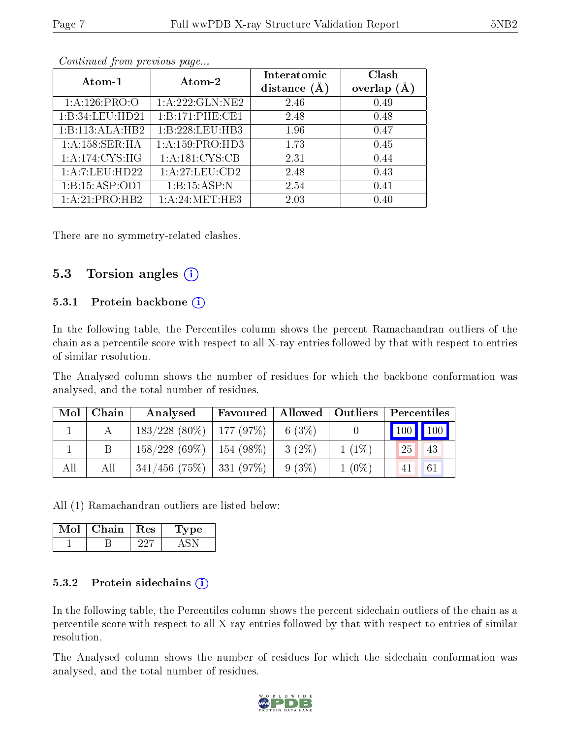*Continued from previous page...*

| Atom-1 | Atom-2 | Interatomic distance (Å) | Clash overlap (Å) |
|---|---|---|---|
| 1:A:126:PRO:O | 1:A:222:GLN:NE2 | 2.46 | 0.49 |
| 1:B:34:LEU:HD21 | 1:B:171:PHE:CE1 | 2.48 | 0.48 |
| 1:B:113:ALA:HB2 | 1:B:228:LEU:HB3 | 1.96 | 0.47 |
| 1:A:158:SER:HA | 1:A:159:PRO:HD3 | 1.73 | 0.45 |
| 1:A:174:CYS:HG | 1:A:181:CYS:CB | 2.31 | 0.44 |
| 1:A:7:LEU:HD22 | 1:A:27:LEU:CD2 | 2.48 | 0.43 |
| 1:B:15:ASP:OD1 | 1:B:15:ASP:N | 2.54 | 0.41 |
| 1:A:21:PRO:HB2 | 1:A:24:MET:HE3 | 2.03 | 0.40 |

There are no symmetry-related clashes.

## 5.3 Torsion angles

### 5.3.1 Protein backbone

In the following table, the Percentiles column shows the percent Ramachandran outliers of the chain as a percentile score with respect to all X-ray entries followed by that with respect to entries of similar resolution.

The Analysed column shows the number of residues for which the backbone conformation was analysed, and the total number of residues.

| Mol | Chain | Analysed | Favoured | Allowed | Outliers | Percentiles | |
|---|---|---|---|---|---|---|---|
| 1 | A | 183/228 (80%) | 177 (97%) | 6 (3%) | 0 | 100 | 100 |
| 1 | B | 158/228 (69%) | 154 (98%) | 3 (2%) | 1 (1%) | 25 | 43 |
| All | All | 341/456 (75%) | 331 (97%) | 9 (3%) | 1 (0%) | 41 | 61 |

All (1) Ramachandran outliers are listed below:

| Mol | Chain | Res | Type |
|---|---|---|---|
| 1 | B | 227 | ASN |

### 5.3.2 Protein sidechains

In the following table, the Percentiles column shows the percent sidechain outliers of the chain as a percentile score with respect to all X-ray entries followed by that with respect to entries of similar resolution.

The Analysed column shows the number of residues for which the sidechain conformation was analysed, and the total number of residues.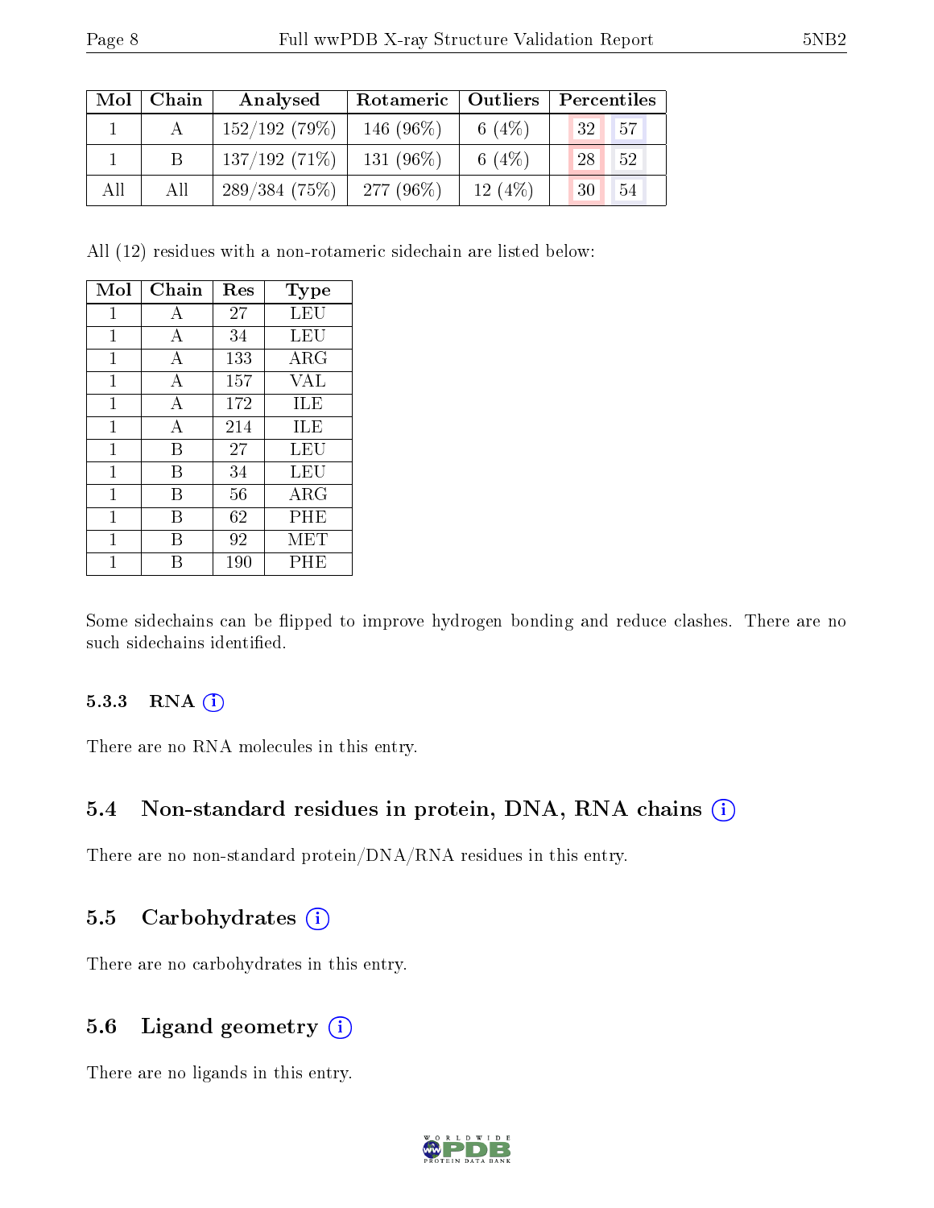| Mol | Chain | Analysed | Rotameric | Outliers | Percentiles | |
|---|---|---|---|---|---|---|
| 1 | A | 152/192 (79%) | 146 (96%) | 6 (4%) | 32 | 57 |
| 1 | B | 137/192 (71%) | 131 (96%) | 6 (4%) | 28 | 52 |
| All | All | 289/384 (75%) | 277 (96%) | 12 (4%) | 30 | 54 |

All (12) residues with a non-rotameric sidechain are listed below:

| Mol | Chain | Res | Type |
|---|---|---|---|
| 1 | A | 27 | LEU |
| 1 | A | 34 | LEU |
| 1 | A | 133 | ARG |
| 1 | A | 157 | VAL |
| 1 | A | 172 | ILE |
| 1 | A | 214 | ILE |
| 1 | B | 27 | LEU |
| 1 | B | 34 | LEU |
| 1 | B | 56 | ARG |
| 1 | B | 62 | PHE |
| 1 | B | 92 | MET |
| 1 | B | 190 | PHE |

Some sidechains can be flipped to improve hydrogen bonding and reduce clashes. There are no such sidechains identified.

#### 5.3.3 RNA ⓘ

There are no RNA molecules in this entry.

### 5.4 Non-standard residues in protein, DNA, RNA chains ⓘ

There are no non-standard protein/DNA/RNA residues in this entry.

### 5.5 Carbohydrates ⓘ

There are no carbohydrates in this entry.

### 5.6 Ligand geometry ⓘ

There are no ligands in this entry.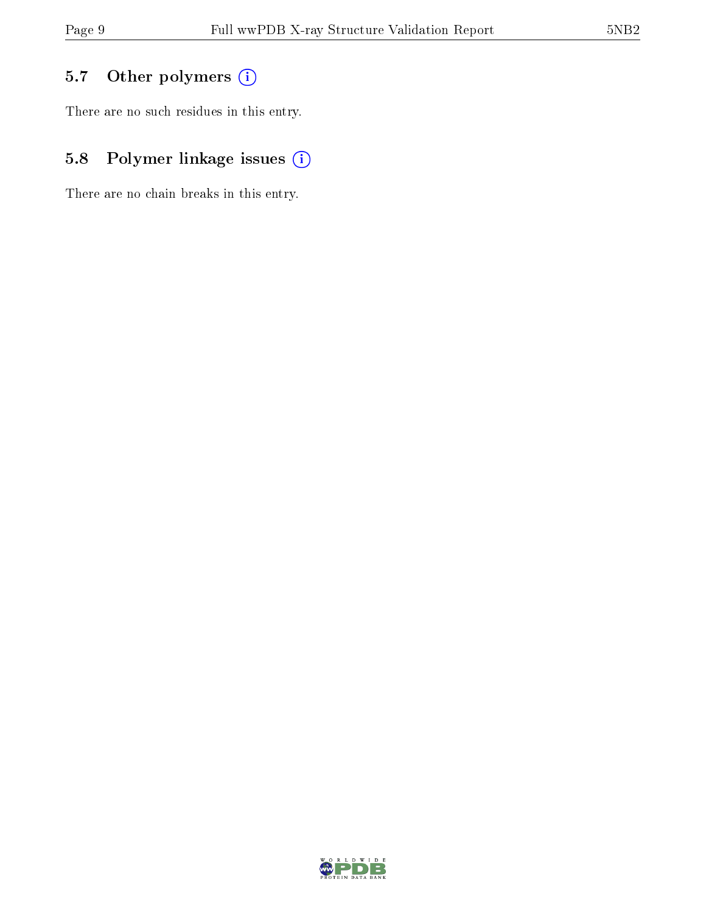## 5.7 Other polymers

There are no such residues in this entry.

## 5.8 Polymer linkage issues

There are no chain breaks in this entry.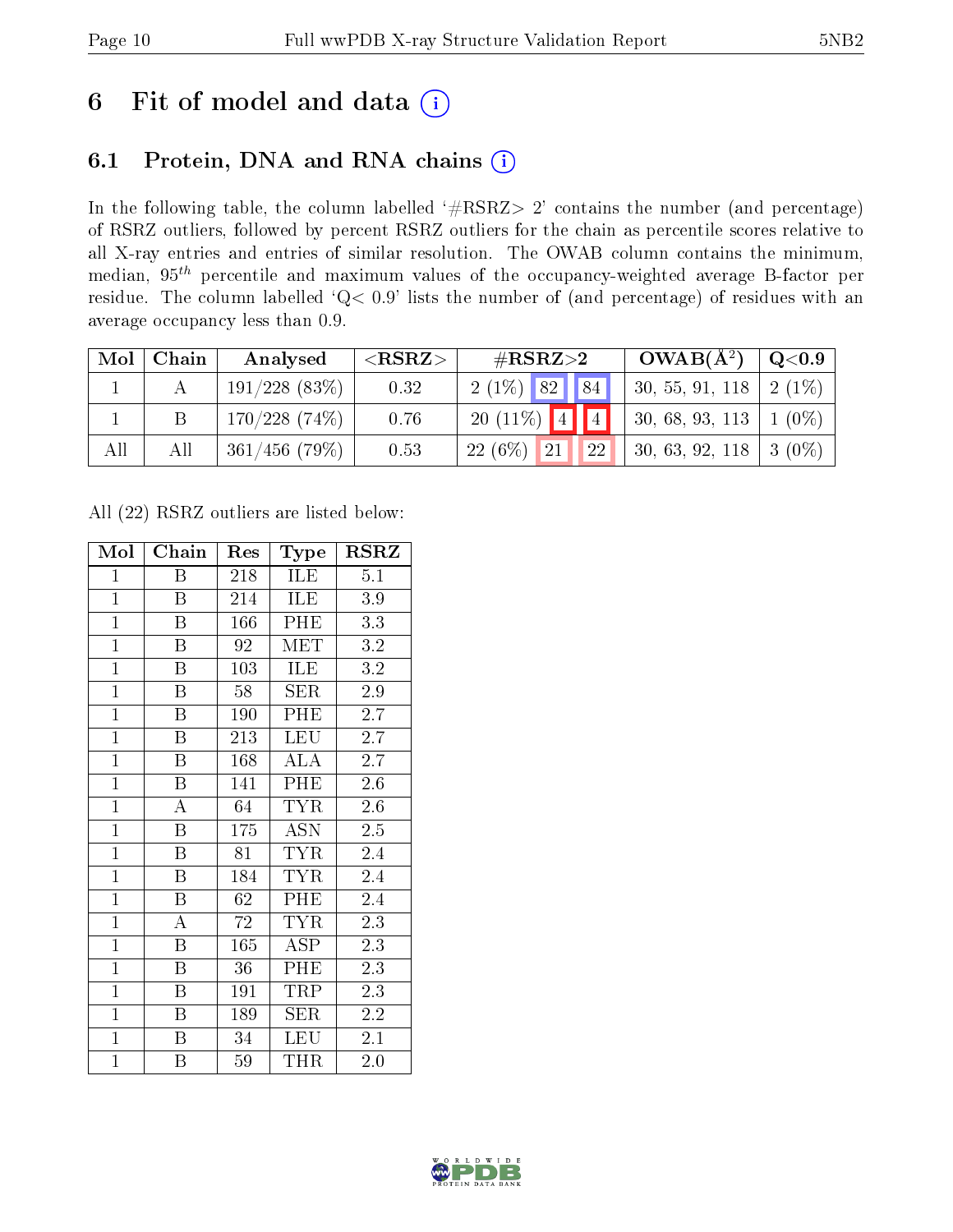# 6 Fit of model and data ⓘ

## 6.1 Protein, DNA and RNA chains ⓘ

In the following table, the column labelled '#RSRZ> 2' contains the number (and percentage) of RSRZ outliers, followed by percent RSRZ outliers for the chain as percentile scores relative to all X-ray entries and entries of similar resolution. The OWAB column contains the minimum, median, $95^{th}$ percentile and maximum values of the occupancy-weighted average B-factor per residue. The column labelled 'Q< 0.9' lists the number of (and percentage) of residues with an average occupancy less than 0.9.

| Mol | Chain | Analysed | <RSRZ> | #RSRZ>2 | | | OWAB(Å$^2$) | Q<0.9 |
|---|---|---|---|---|---|---|---|---|
| 1 | A | 191/228 (83%) | 0.32 | 2 (1%) | 82 | 84 | 30, 55, 91, 118 | 2 (1%) |
| 1 | B | 170/228 (74%) | 0.76 | 20 (11%) | 4 | 4 | 30, 68, 93, 113 | 1 (0%) |
| All | All | 361/456 (79%) | 0.53 | 22 (6%) | 21 | 22 | 30, 63, 92, 118 | 3 (0%) |

All (22) RSRZ outliers are listed below:

| Mol | Chain | Res | Type | RSRZ |
|---|---|---|---|---|
| 1 | B | 218 | ILE | 5.1 |
| 1 | B | 214 | ILE | 3.9 |
| 1 | B | 166 | PHE | 3.3 |
| 1 | B | 92 | MET | 3.2 |
| 1 | B | 103 | ILE | 3.2 |
| 1 | B | 58 | SER | 2.9 |
| 1 | B | 190 | PHE | 2.7 |
| 1 | B | 213 | LEU | 2.7 |
| 1 | B | 168 | ALA | 2.7 |
| 1 | B | 141 | PHE | 2.6 |
| 1 | A | 64 | TYR | 2.6 |
| 1 | B | 175 | ASN | 2.5 |
| 1 | B | 81 | TYR | 2.4 |
| 1 | B | 184 | TYR | 2.4 |
| 1 | B | 62 | PHE | 2.4 |
| 1 | A | 72 | TYR | 2.3 |
| 1 | B | 165 | ASP | 2.3 |
| 1 | B | 36 | PHE | 2.3 |
| 1 | B | 191 | TRP | 2.3 |
| 1 | B | 189 | SER | 2.2 |
| 1 | B | 34 | LEU | 2.1 |
| 1 | B | 59 | THR | 2.0 |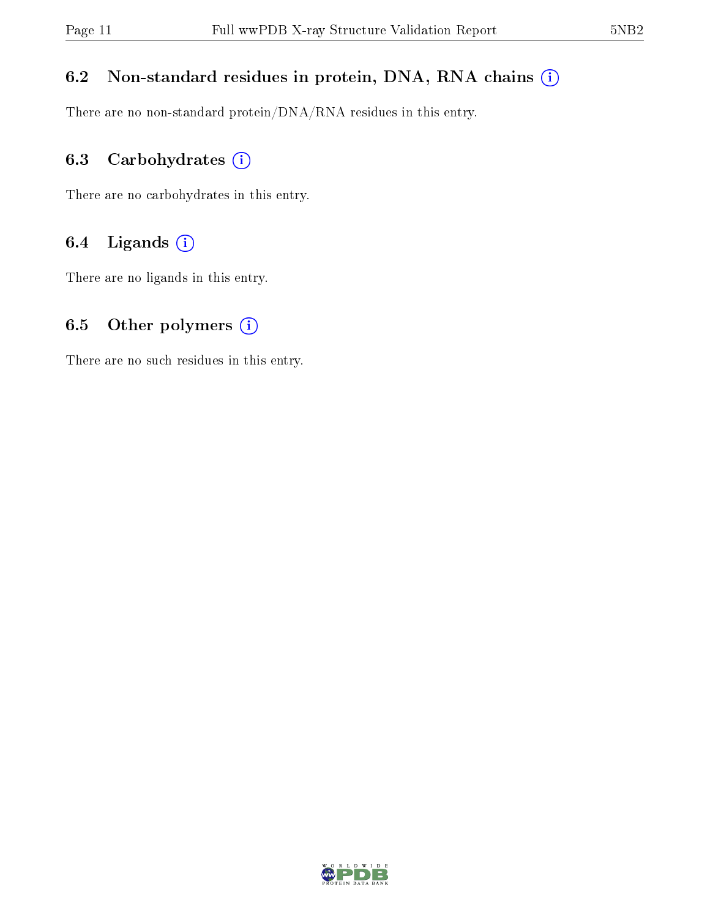### 6.2 Non-standard residues in protein, DNA, RNA chains

There are no non-standard protein/DNA/RNA residues in this entry.

### 6.3 Carbohydrates

There are no carbohydrates in this entry.

### 6.4 Ligands

There are no ligands in this entry.

### 6.5 Other polymers

There are no such residues in this entry.